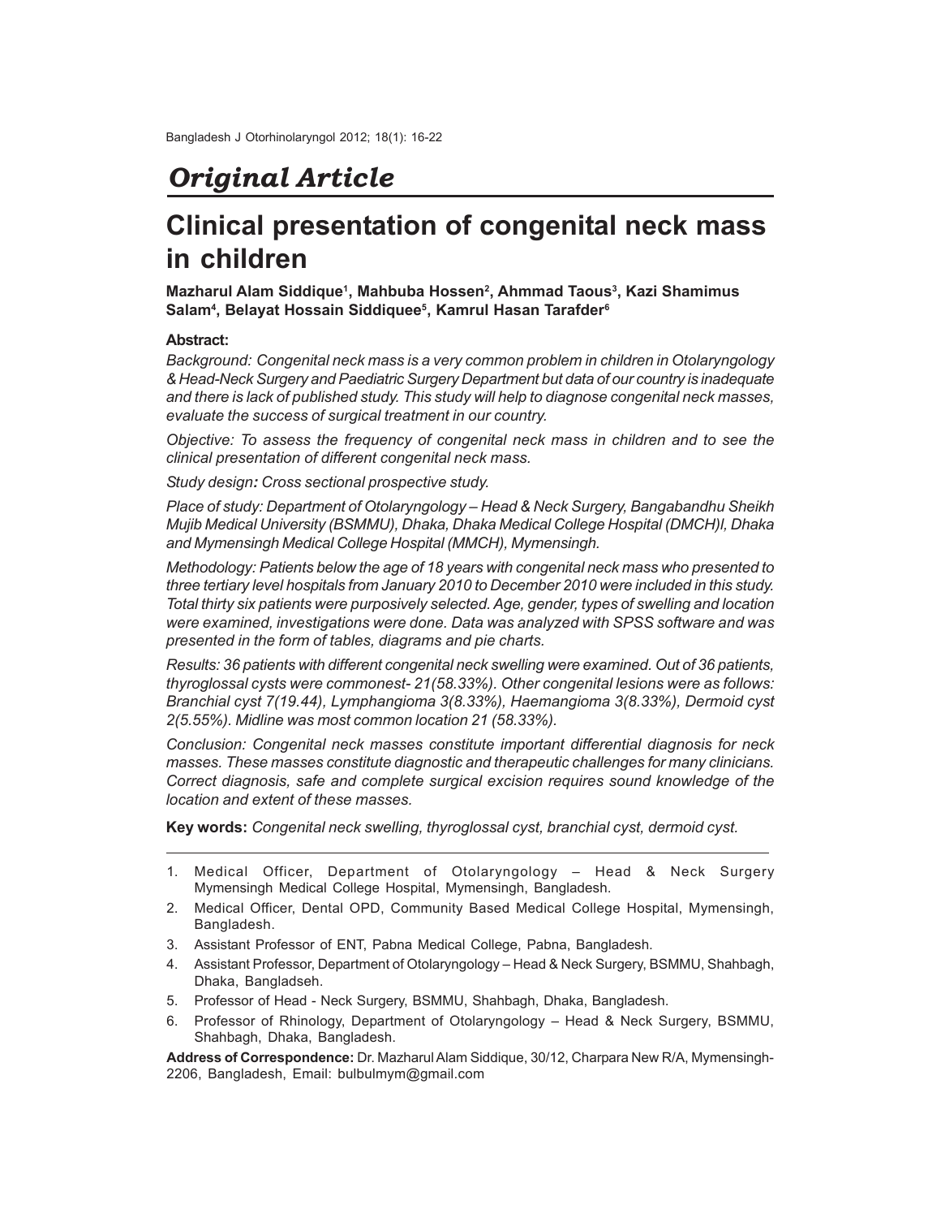## Original Article

# Clinical presentation of congenital neck mass in children

**Mazharul Alam Siddique[1], Mahbuba Hossen[2], Ahmmad Taous[3], Kazi Shamimus Salam[4], Belayat Hossain Siddiquee[5], Kamrul Hasan Tarafder[6]**

### Abstract:

*Background: Congenital neck mass is a very common problem in children in Otolaryngology & Head-Neck Surgery and Paediatric Surgery Department but data of our country is inadequate and there is lack of published study. This study will help to diagnose congenital neck masses, evaluate the success of surgical treatment in our country.*

*Objective: To assess the frequency of congenital neck mass in children and to see the clinical presentation of different congenital neck mass.*

*Study design: Cross sectional prospective study.*

*Place of study: Department of Otolaryngology – Head & Neck Surgery, Bangabandhu Sheikh Mujib Medical University (BSMMU), Dhaka, Dhaka Medical College Hospital (DMCH)I, Dhaka and Mymensingh Medical College Hospital (MMCH), Mymensingh.*

*Methodology: Patients below the age of 18 years with congenital neck mass who presented to three tertiary level hospitals from January 2010 to December 2010 were included in this study. Total thirty six patients were purposively selected. Age, gender, types of swelling and location were examined, investigations were done. Data was analyzed with SPSS software and was presented in the form of tables, diagrams and pie charts.*

*Results: 36 patients with different congenital neck swelling were examined. Out of 36 patients, thyroglossal cysts were commonest- 21(58.33%). Other congenital lesions were as follows: Branchial cyst 7(19.44), Lymphangioma 3(8.33%), Haemangioma 3(8.33%), Dermoid cyst 2(5.55%). Midline was most common location 21 (58.33%).*

*Conclusion: Congenital neck masses constitute important differential diagnosis for neck masses. These masses constitute diagnostic and therapeutic challenges for many clinicians. Correct diagnosis, safe and complete surgical excision requires sound knowledge of the location and extent of these masses.*

**Key words:** *Congenital neck swelling, thyroglossal cyst, branchial cyst, dermoid cyst.*

---

1. Medical Officer, Department of Otolaryngology – Head & Neck Surgery Mymensingh Medical College Hospital, Mymensingh, Bangladesh.
2. Medical Officer, Dental OPD, Community Based Medical College Hospital, Mymensingh, Bangladesh.
3. Assistant Professor of ENT, Pabna Medical College, Pabna, Bangladesh.
4. Assistant Professor, Department of Otolaryngology – Head & Neck Surgery, BSMMU, Shahbagh, Dhaka, Bangladseh.
5. Professor of Head - Neck Surgery, BSMMU, Shahbagh, Dhaka, Bangladesh.
6. Professor of Rhinology, Department of Otolaryngology – Head & Neck Surgery, BSMMU, Shahbagh, Dhaka, Bangladesh.

**Address of Correspondence:** Dr. Mazharul Alam Siddique, 30/12, Charpara New R/A, Mymensingh-2206, Bangladesh, Email: bulbulmym@gmail.com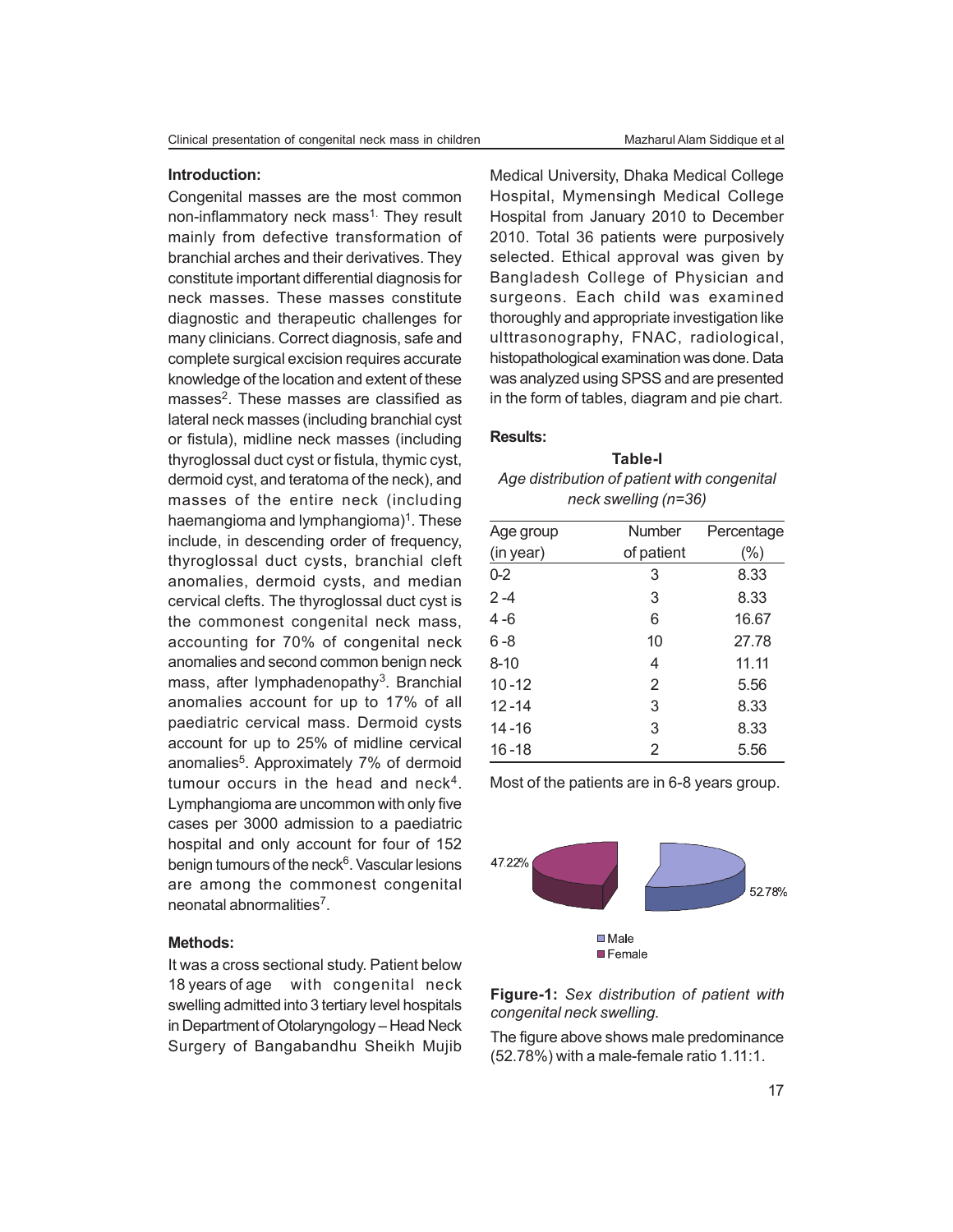## Introduction:

Congenital masses are the most common non-inflammatory neck mass[1]. They result mainly from defective transformation of branchial arches and their derivatives. They constitute important differential diagnosis for neck masses. These masses constitute diagnostic and therapeutic challenges for many clinicians. Correct diagnosis, safe and complete surgical excision requires accurate knowledge of the location and extent of these masses[2]. These masses are classified as lateral neck masses (including branchial cyst or fistula), midline neck masses (including thyroglossal duct cyst or fistula, thymic cyst, dermoid cyst, and teratoma of the neck), and masses of the entire neck (including haemangioma and lymphangioma)[1]. These include, in descending order of frequency, thyroglossal duct cysts, branchial cleft anomalies, dermoid cysts, and median cervical clefts. The thyroglossal duct cyst is the commonest congenital neck mass, accounting for 70% of congenital neck anomalies and second common benign neck mass, after lymphadenopathy[3]. Branchial anomalies account for up to 17% of all paediatric cervical mass. Dermoid cysts account for up to 25% of midline cervical anomalies[5]. Approximately 7% of dermoid tumour occurs in the head and neck[4]. Lymphangioma are uncommon with only five cases per 3000 admission to a paediatric hospital and only account for four of 152 benign tumours of the neck[6]. Vascular lesions are among the commonest congenital neonatal abnormalities[7].

## Methods:

It was a cross sectional study. Patient below 18 years of age with congenital neck swelling admitted into 3 tertiary level hospitals in Department of Otolaryngology – Head Neck Surgery of Bangabandhu Sheikh Mujib Medical University, Dhaka Medical College Hospital, Mymensingh Medical College Hospital from January 2010 to December 2010. Total 36 patients were purposively selected. Ethical approval was given by Bangladesh College of Physician and surgeons. Each child was examined thoroughly and appropriate investigation like ulttrasonography, FNAC, radiological, histopathological examination was done. Data was analyzed using SPSS and are presented in the form of tables, diagram and pie chart.

## Results:

**Table-I**

*Age distribution of patient with congenital neck swelling (n=36)*

| Age group (in year) | Number of patient | Percentage (%) |
|---|---|---|
| 0-2 | 3 | 8.33 |
| 2 -4 | 3 | 8.33 |
| 4 -6 | 6 | 16.67 |
| 6 -8 | 10 | 27.78 |
| 8-10 | 4 | 11.11 |
| 10 -12 | 2 | 5.56 |
| 12 -14 | 3 | 8.33 |
| 14 -16 | 3 | 8.33 |
| 16 -18 | 2 | 5.56 |

Most of the patients are in 6-8 years group.

47.22%

52.78%

Male
Female

**Figure-1:** *Sex distribution of patient with congenital neck swelling.*

The figure above shows male predominance (52.78%) with a male-female ratio 1.11:1.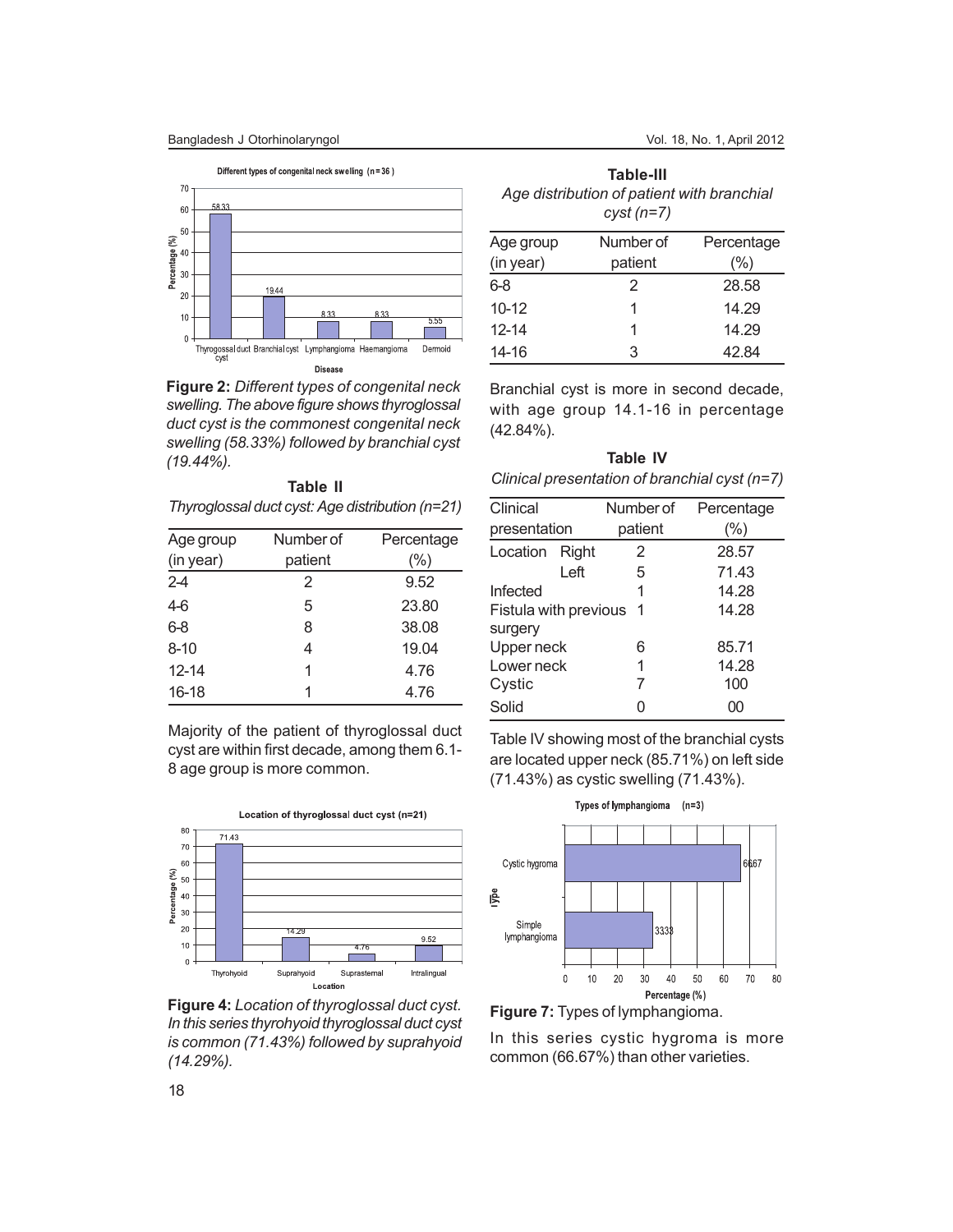**Figure 2:** *Different types of congenital neck swelling. The above figure shows thyroglossal duct cyst is the commonest congenital neck swelling (58.33%) followed by branchial cyst (19.44%).*

**Table II**

*Thyroglossal duct cyst: Age distribution (n=21)*

| Age group (in year) | Number of patient | Percentage (%) |
|---|---|---|
| 2-4 | 2 | 9.52 |
| 4-6 | 5 | 23.80 |
| 6-8 | 8 | 38.08 |
| 8-10 | 4 | 19.04 |
| 12-14 | 1 | 4.76 |
| 16-18 | 1 | 4.76 |

Majority of the patient of thyroglossal duct cyst are within first decade, among them 6.1-8 age group is more common.

**Figure 4:** *Location of thyroglossal duct cyst. In this series thyrohyoid thyroglossal duct cyst is common (71.43%) followed by suprahyoid (14.29%).*

**Table-III**

*Age distribution of patient with branchial cyst (n=7)*

| Age group (in year) | Number of patient | Percentage (%) |
|---|---|---|
| 6-8 | 2 | 28.58 |
| 10-12 | 1 | 14.29 |
| 12-14 | 1 | 14.29 |
| 14-16 | 3 | 42.84 |

Branchial cyst is more in second decade, with age group 14.1-16 in percentage (42.84%).

**Table IV**

*Clinical presentation of branchial cyst (n=7)*

| Clinical presentation | | Number of patient | Percentage (%) |
|---|---|---|---|
| Location | Right | 2 | 28.57 |
| | Left | 5 | 71.43 |
| Infected | | 1 | 14.28 |
| Fistula with previous surgery | | 1 | 14.28 |
| Upper neck | | 6 | 85.71 |
| Lower neck | | 1 | 14.28 |
| Cystic | | 7 | 100 |
| Solid | | 0 | 00 |

Table IV showing most of the branchial cysts are located upper neck (85.71%) on left side (71.43%) as cystic swelling (71.43%).

**Figure 7:** Types of lymphangioma.

In this series cystic hygroma is more common (66.67%) than other varieties.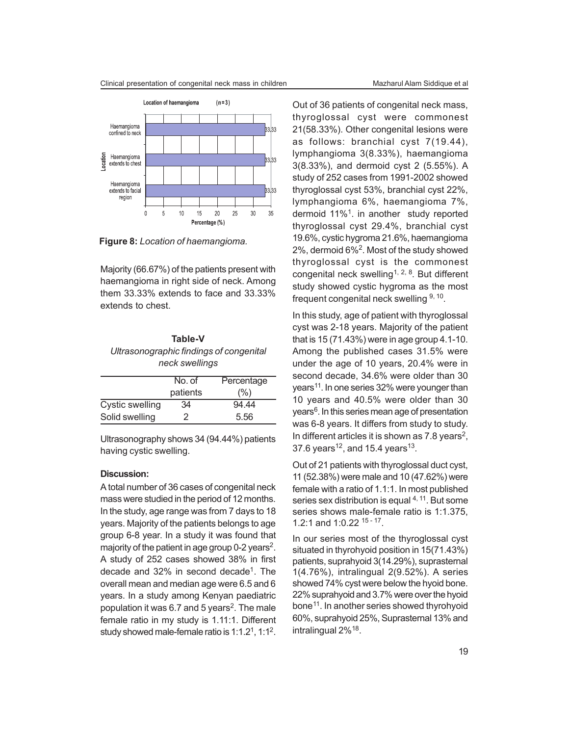**Figure 8:** *Location of haemangioma.*

Majority (66.67%) of the patients present with haemangioma in right side of neck. Among them 33.33% extends to face and 33.33% extends to chest.

**Table-V**

*Ultrasonographic findings of congenital neck swellings*

| | No. of patients | Percentage (%) |
|---|---|---|
| Cystic swelling | 34 | 94.44 |
| Solid swelling | 2 | 5.56 |

Ultrasonography shows 34 (94.44%) patients having cystic swelling.

**Discussion:**

A total number of 36 cases of congenital neck mass were studied in the period of 12 months. In the study, age range was from 7 days to 18 years. Majority of the patients belongs to age group 6-8 year. In a study it was found that majority of the patient in age group 0-2 years[2]. A study of 252 cases showed 38% in first decade and 32% in second decade[1]. The overall mean and median age were 6.5 and 6 years. In a study among Kenyan paediatric population it was 6.7 and 5 years[2]. The male female ratio in my study is 1.11:1. Different study showed male-female ratio is 1:1.2[1], 1:1[2].

Out of 36 patients of congenital neck mass, thyroglossal cyst were commonest 21(58.33%). Other congenital lesions were as follows: branchial cyst 7(19.44), lymphangioma 3(8.33%), haemangioma 3(8.33%), and dermoid cyst 2 (5.55%). A study of 252 cases from 1991-2002 showed thyroglossal cyst 53%, branchial cyst 22%, lymphangioma 6%, haemangioma 7%, dermoid 11%[1]. in another study reported thyroglossal cyst 29.4%, branchial cyst 19.6%, cystic hygroma 21.6%, haemangioma 2%, dermoid 6%[2]. Most of the study showed thyroglossal cyst is the commonest congenital neck swelling[1, 2, 8]. But different study showed cystic hygroma as the most frequent congenital neck swelling [9, 10].

In this study, age of patient with thyroglossal cyst was 2-18 years. Majority of the patient that is 15 (71.43%) were in age group 4.1-10. Among the published cases 31.5% were under the age of 10 years, 20.4% were in second decade, 34.6% were older than 30 years[11]. In one series 32% were younger than 10 years and 40.5% were older than 30 years[6]. In this series mean age of presentation was 6-8 years. It differs from study to study. In different articles it is shown as 7.8 years[2], 37.6 years[12], and 15.4 years[13].

Out of 21 patients with thyroglossal duct cyst, 11 (52.38%) were male and 10 (47.62%) were female with a ratio of 1.1:1. In most published series sex distribution is equal [4, 11]. But some series shows male-female ratio is 1:1.375, 1.2:1 and 1:0.22 [15 - 17].

In our series most of the thyroglossal cyst situated in thyrohyoid position in 15(71.43%) patients, suprahyoid 3(14.29%), suprasternal 1(4.76%), intralingual 2(9.52%). A series showed 74% cyst were below the hyoid bone. 22% suprahyoid and 3.7% were over the hyoid bone[11]. In another series showed thyrohyoid 60%, suprahyoid 25%, Suprasternal 13% and intralingual 2%[18].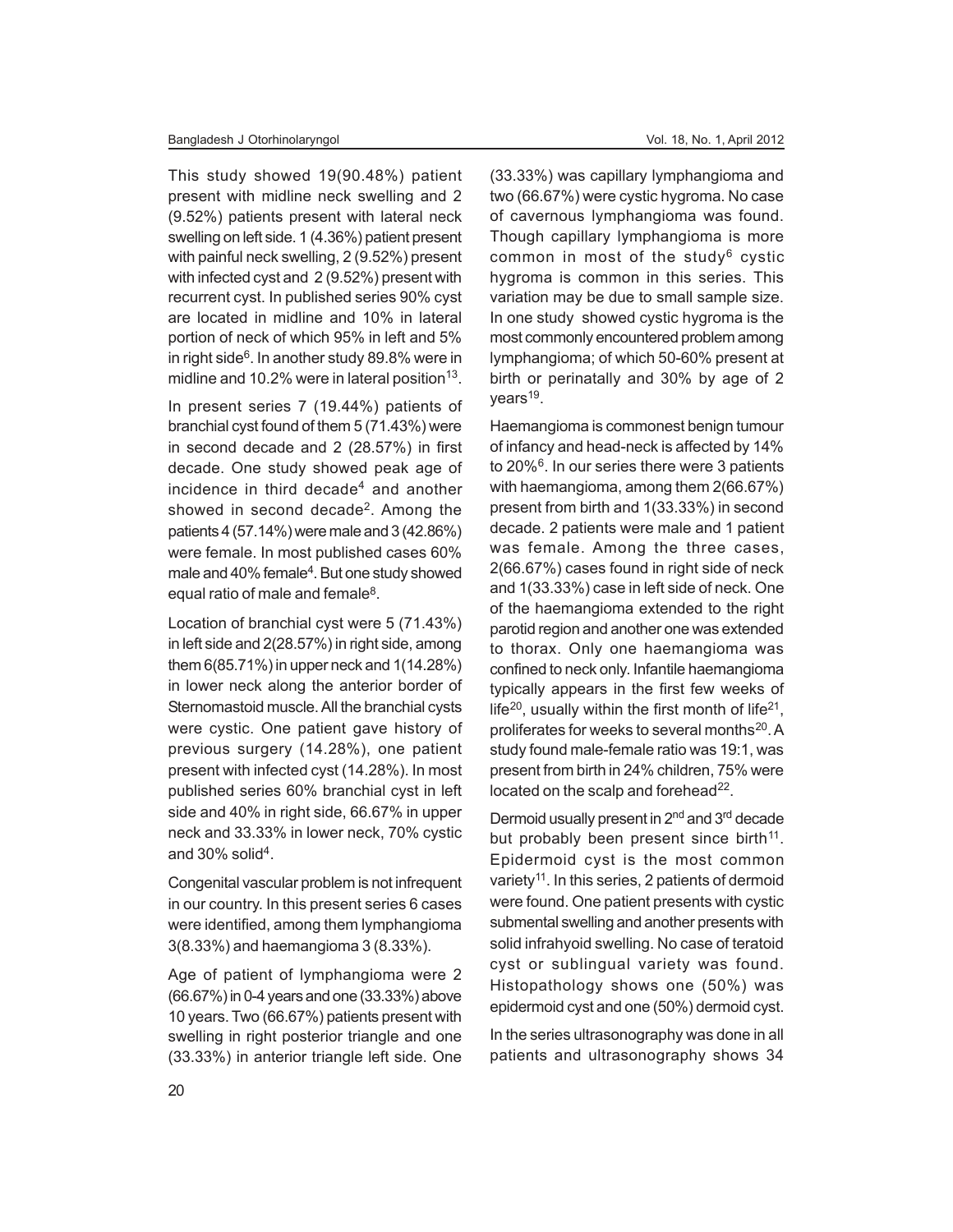This study showed 19(90.48%) patient present with midline neck swelling and 2 (9.52%) patients present with lateral neck swelling on left side. 1 (4.36%) patient present with painful neck swelling, 2 (9.52%) present with infected cyst and 2 (9.52%) present with recurrent cyst. In published series 90% cyst are located in midline and 10% in lateral portion of neck of which 95% in left and 5% in right side[6]. In another study 89.8% were in midline and 10.2% were in lateral position[13].

In present series 7 (19.44%) patients of branchial cyst found of them 5 (71.43%) were in second decade and 2 (28.57%) in first decade. One study showed peak age of incidence in third decade[4] and another showed in second decade[2]. Among the patients 4 (57.14%) were male and 3 (42.86%) were female. In most published cases 60% male and 40% female[4]. But one study showed equal ratio of male and female[8].

Location of branchial cyst were 5 (71.43%) in left side and 2(28.57%) in right side, among them 6(85.71%) in upper neck and 1(14.28%) in lower neck along the anterior border of Sternomastoid muscle. All the branchial cysts were cystic. One patient gave history of previous surgery (14.28%), one patient present with infected cyst (14.28%). In most published series 60% branchial cyst in left side and 40% in right side, 66.67% in upper neck and 33.33% in lower neck, 70% cystic and 30% solid[4].

Congenital vascular problem is not infrequent in our country. In this present series 6 cases were identified, among them lymphangioma 3(8.33%) and haemangioma 3 (8.33%).

Age of patient of lymphangioma were 2 (66.67%) in 0-4 years and one (33.33%) above 10 years. Two (66.67%) patients present with swelling in right posterior triangle and one (33.33%) in anterior triangle left side. One (33.33%) was capillary lymphangioma and two (66.67%) were cystic hygroma. No case of cavernous lymphangioma was found. Though capillary lymphangioma is more common in most of the study[6] cystic hygroma is common in this series. This variation may be due to small sample size. In one study showed cystic hygroma is the most commonly encountered problem among lymphangioma; of which 50-60% present at birth or perinatally and 30% by age of 2 years[19].

Haemangioma is commonest benign tumour of infancy and head-neck is affected by 14% to 20%[6]. In our series there were 3 patients with haemangioma, among them 2(66.67%) present from birth and 1(33.33%) in second decade. 2 patients were male and 1 patient was female. Among the three cases, 2(66.67%) cases found in right side of neck and 1(33.33%) case in left side of neck. One of the haemangioma extended to the right parotid region and another one was extended to thorax. Only one haemangioma was confined to neck only. Infantile haemangioma typically appears in the first few weeks of life[20], usually within the first month of life[21], proliferates for weeks to several months[20]. A study found male-female ratio was 19:1, was present from birth in 24% children, 75% were located on the scalp and forehead[22].

Dermoid usually present in 2nd and 3rd decade but probably been present since birth[11]. Epidermoid cyst is the most common variety[11]. In this series, 2 patients of dermoid were found. One patient presents with cystic submental swelling and another presents with solid infrahyoid swelling. No case of teratoid cyst or sublingual variety was found. Histopathology shows one (50%) was epidermoid cyst and one (50%) dermoid cyst.

In the series ultrasonography was done in all patients and ultrasonography shows 34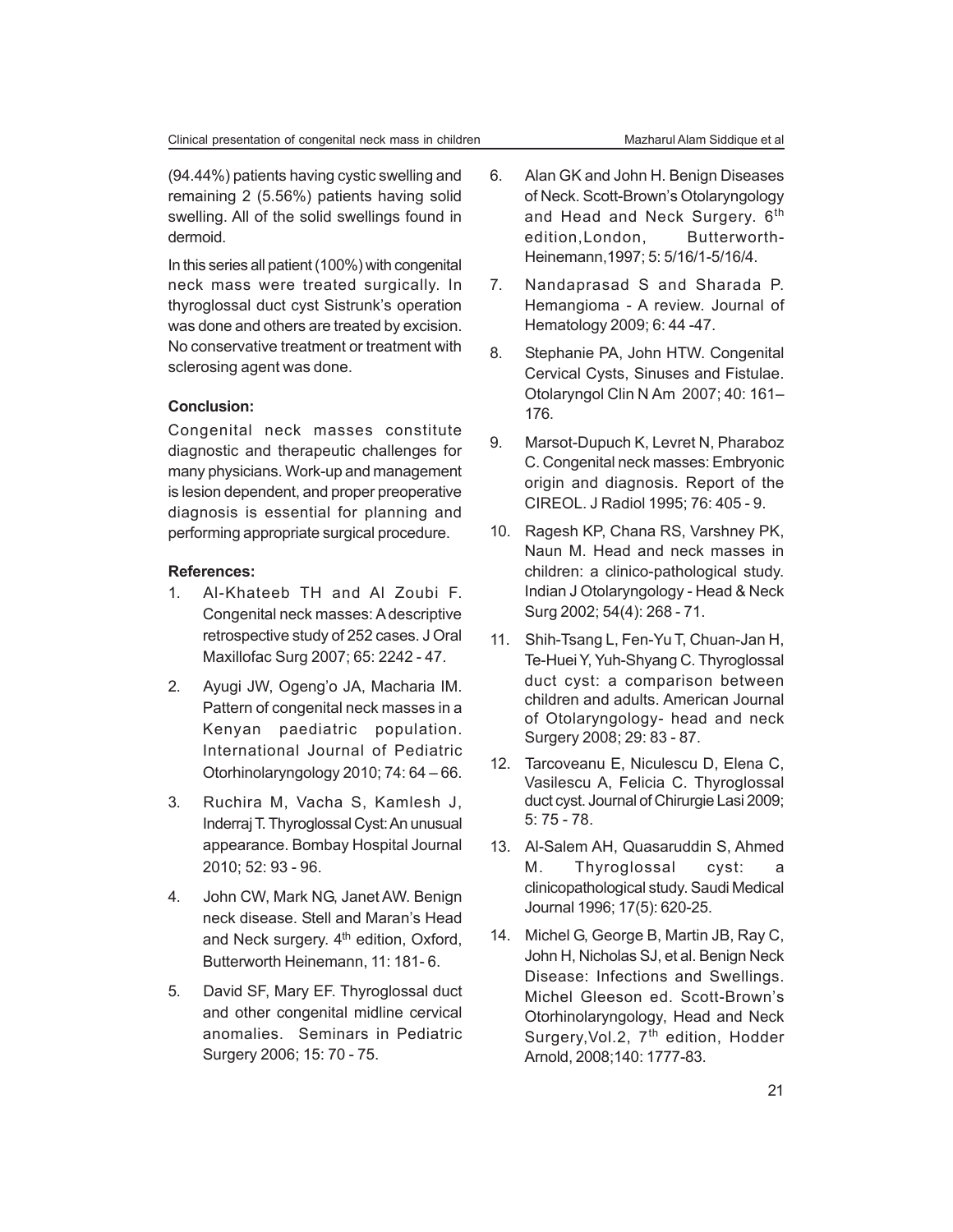(94.44%) patients having cystic swelling and remaining 2 (5.56%) patients having solid swelling. All of the solid swellings found in dermoid.

In this series all patient (100%) with congenital neck mass were treated surgically. In thyroglossal duct cyst Sistrunk's operation was done and others are treated by excision. No conservative treatment or treatment with sclerosing agent was done.

**Conclusion:**

Congenital neck masses constitute diagnostic and therapeutic challenges for many physicians. Work-up and management is lesion dependent, and proper preoperative diagnosis is essential for planning and performing appropriate surgical procedure.

**References:**

1. Al-Khateeb TH and Al Zoubi F. Congenital neck masses: A descriptive retrospective study of 252 cases. J Oral Maxillofac Surg 2007; 65: 2242 - 47.
2. Ayugi JW, Ogeng'o JA, Macharia IM. Pattern of congenital neck masses in a Kenyan paediatric population. International Journal of Pediatric Otorhinolaryngology 2010; 74: 64 – 66.
3. Ruchira M, Vacha S, Kamlesh J, Inderraj T. Thyroglossal Cyst: An unusual appearance. Bombay Hospital Journal 2010; 52: 93 - 96.
4. John CW, Mark NG, Janet AW. Benign neck disease. Stell and Maran's Head and Neck surgery. 4th edition, Oxford, Butterworth Heinemann, 11: 181- 6.
5. David SF, Mary EF. Thyroglossal duct and other congenital midline cervical anomalies. Seminars in Pediatric Surgery 2006; 15: 70 - 75.
6. Alan GK and John H. Benign Diseases of Neck. Scott-Brown's Otolaryngology and Head and Neck Surgery. 6th edition, London, Butterworth-Heinemann, 1997; 5: 5/16/1-5/16/4.
7. Nandaprasad S and Sharada P. Hemangioma - A review. Journal of Hematology 2009; 6: 44 -47.
8. Stephanie PA, John HTW. Congenital Cervical Cysts, Sinuses and Fistulae. Otolaryngol Clin N Am 2007; 40: 161–176.
9. Marsot-Dupuch K, Levret N, Pharaboz C. Congenital neck masses: Embryonic origin and diagnosis. Report of the CIREOL. J Radiol 1995; 76: 405 - 9.
10. Ragesh KP, Chana RS, Varshney PK, Naun M. Head and neck masses in children: a clinico-pathological study. Indian J Otolaryngology - Head & Neck Surg 2002; 54(4): 268 - 71.
11. Shih-Tsang L, Fen-Yu T, Chuan-Jan H, Te-Huei Y, Yuh-Shyang C. Thyroglossal duct cyst: a comparison between children and adults. American Journal of Otolaryngology- head and neck Surgery 2008; 29: 83 - 87.
12. Tarcoveanu E, Niculescu D, Elena C, Vasilescu A, Felicia C. Thyroglossal duct cyst. Journal of Chirurgie Lasi 2009; 5: 75 - 78.
13. Al-Salem AH, Quasaruddin S, Ahmed M. Thyroglossal cyst: a clinicopathological study. Saudi Medical Journal 1996; 17(5): 620-25.
14. Michel G, George B, Martin JB, Ray C, John H, Nicholas SJ, et al. Benign Neck Disease: Infections and Swellings. Michel Gleeson ed. Scott-Brown's Otorhinolaryngology, Head and Neck Surgery, Vol.2, 7th edition, Hodder Arnold, 2008;140: 1777-83.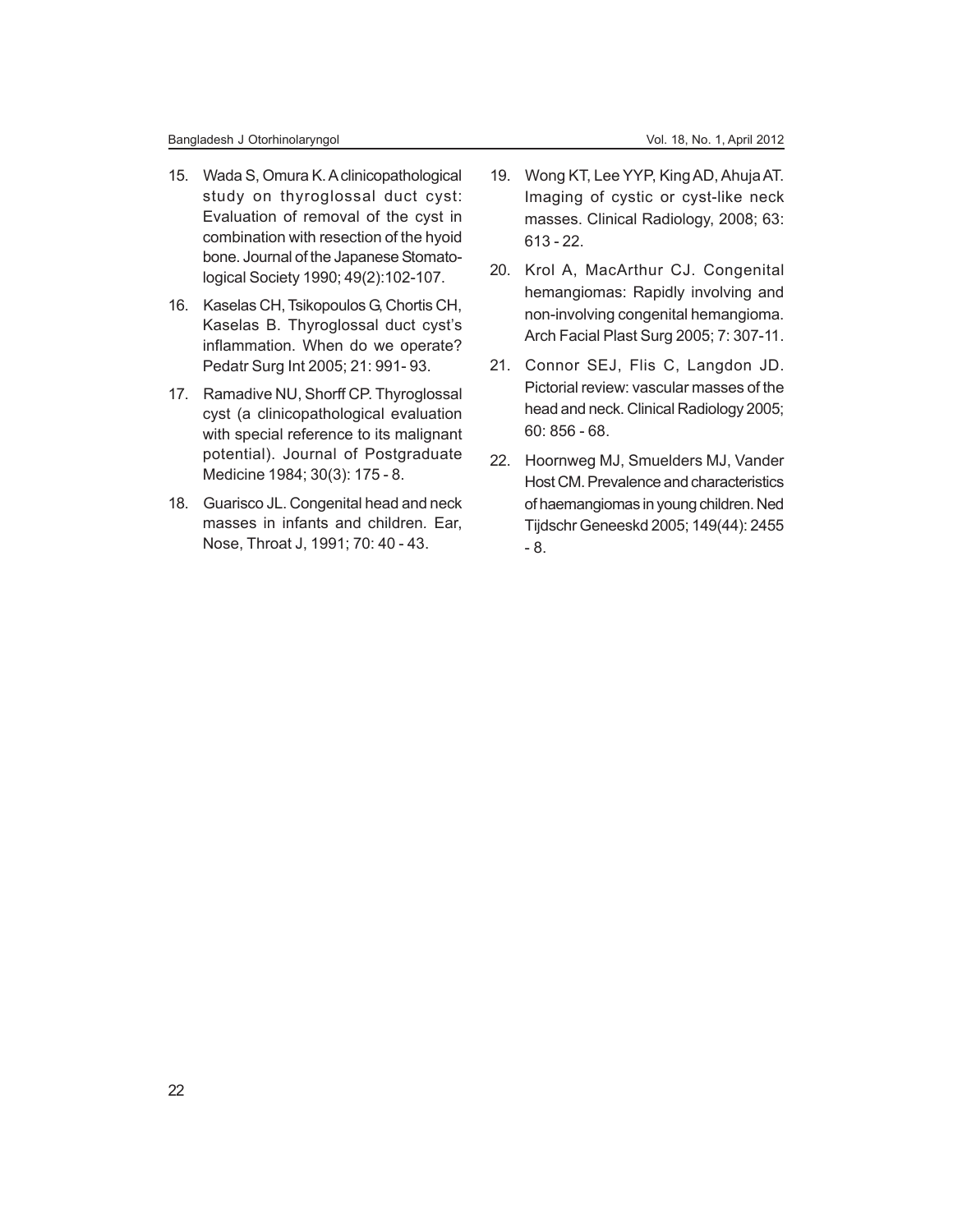15. Wada S, Omura K. A clinicopathological study on thyroglossal duct cyst: Evaluation of removal of the cyst in combination with resection of the hyoid bone. Journal of the Japanese Stomatological Society 1990; 49(2):102-107.
16. Kaselas CH, Tsikopoulos G, Chortis CH, Kaselas B. Thyroglossal duct cyst's inflammation. When do we operate? Pedatr Surg Int 2005; 21: 991- 93.
17. Ramadive NU, Shorff CP. Thyroglossal cyst (a clinicopathological evaluation with special reference to its malignant potential). Journal of Postgraduate Medicine 1984; 30(3): 175 - 8.
18. Guarisco JL. Congenital head and neck masses in infants and children. Ear, Nose, Throat J, 1991; 70: 40 - 43.
19. Wong KT, Lee YYP, King AD, Ahuja AT. Imaging of cystic or cyst-like neck masses. Clinical Radiology, 2008; 63: 613 - 22.
20. Krol A, MacArthur CJ. Congenital hemangiomas: Rapidly involving and non-involving congenital hemangioma. Arch Facial Plast Surg 2005; 7: 307-11.
21. Connor SEJ, Flis C, Langdon JD. Pictorial review: vascular masses of the head and neck. Clinical Radiology 2005; 60: 856 - 68.
22. Hoornweg MJ, Smuelders MJ, Vander Host CM. Prevalence and characteristics of haemangiomas in young children. Ned Tijdschr Geneeskd 2005; 149(44): 2455 - 8.